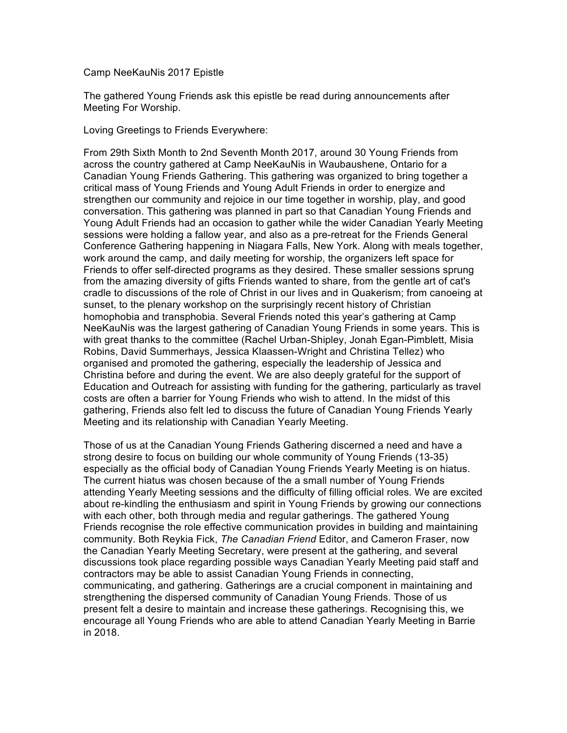Camp NeeKauNis 2017 Epistle

The gathered Young Friends ask this epistle be read during announcements after Meeting For Worship.

Loving Greetings to Friends Everywhere:

From 29th Sixth Month to 2nd Seventh Month 2017, around 30 Young Friends from across the country gathered at Camp NeeKauNis in Waubaushene, Ontario for a Canadian Young Friends Gathering. This gathering was organized to bring together a critical mass of Young Friends and Young Adult Friends in order to energize and strengthen our community and rejoice in our time together in worship, play, and good conversation. This gathering was planned in part so that Canadian Young Friends and Young Adult Friends had an occasion to gather while the wider Canadian Yearly Meeting sessions were holding a fallow year, and also as a pre-retreat for the Friends General Conference Gathering happening in Niagara Falls, New York. Along with meals together, work around the camp, and daily meeting for worship, the organizers left space for Friends to offer self-directed programs as they desired. These smaller sessions sprung from the amazing diversity of gifts Friends wanted to share, from the gentle art of cat's cradle to discussions of the role of Christ in our lives and in Quakerism; from canoeing at sunset, to the plenary workshop on the surprisingly recent history of Christian homophobia and transphobia. Several Friends noted this year's gathering at Camp NeeKauNis was the largest gathering of Canadian Young Friends in some years. This is with great thanks to the committee (Rachel Urban-Shipley, Jonah Egan-Pimblett, Misia Robins, David Summerhays, Jessica Klaassen-Wright and Christina Tellez) who organised and promoted the gathering, especially the leadership of Jessica and Christina before and during the event. We are also deeply grateful for the support of Education and Outreach for assisting with funding for the gathering, particularly as travel costs are often a barrier for Young Friends who wish to attend. In the midst of this gathering, Friends also felt led to discuss the future of Canadian Young Friends Yearly Meeting and its relationship with Canadian Yearly Meeting.

Those of us at the Canadian Young Friends Gathering discerned a need and have a strong desire to focus on building our whole community of Young Friends (13-35) especially as the official body of Canadian Young Friends Yearly Meeting is on hiatus. The current hiatus was chosen because of the a small number of Young Friends attending Yearly Meeting sessions and the difficulty of filling official roles. We are excited about re-kindling the enthusiasm and spirit in Young Friends by growing our connections with each other, both through media and regular gatherings. The gathered Young Friends recognise the role effective communication provides in building and maintaining community. Both Reykia Fick, *The Canadian Friend* Editor, and Cameron Fraser, now the Canadian Yearly Meeting Secretary, were present at the gathering, and several discussions took place regarding possible ways Canadian Yearly Meeting paid staff and contractors may be able to assist Canadian Young Friends in connecting, communicating, and gathering. Gatherings are a crucial component in maintaining and strengthening the dispersed community of Canadian Young Friends. Those of us present felt a desire to maintain and increase these gatherings. Recognising this, we encourage all Young Friends who are able to attend Canadian Yearly Meeting in Barrie in 2018.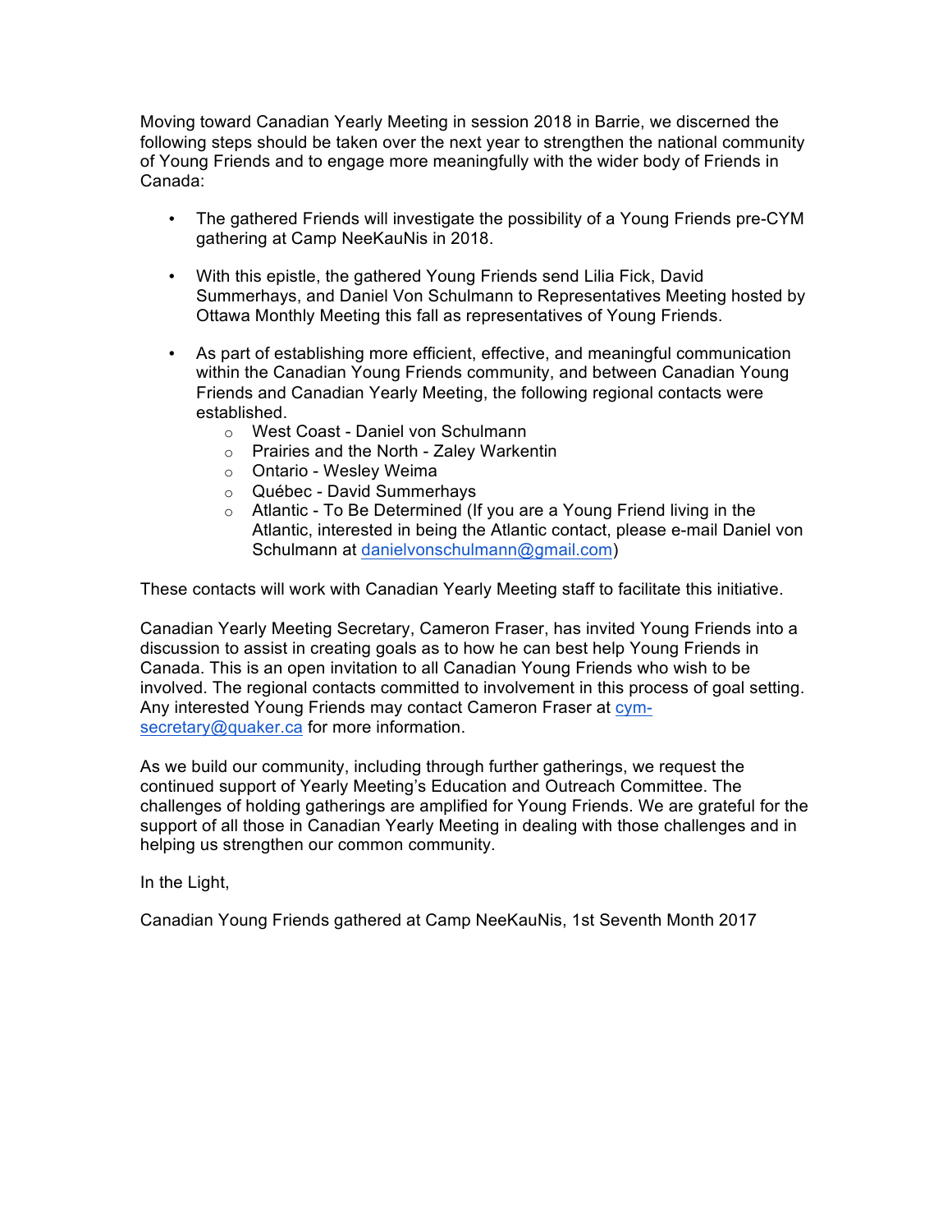Moving toward Canadian Yearly Meeting in session 2018 in Barrie, we discerned the following steps should be taken over the next year to strengthen the national community of Young Friends and to engage more meaningfully with the wider body of Friends in Canada:

- The gathered Friends will investigate the possibility of a Young Friends pre-CYM gathering at Camp NeeKauNis in 2018.

- With this epistle, the gathered Young Friends send Lilia Fick, David Summerhays, and Daniel Von Schulmann to Representatives Meeting hosted by Ottawa Monthly Meeting this fall as representatives of Young Friends.

- As part of establishing more efficient, effective, and meaningful communication within the Canadian Young Friends community, and between Canadian Young Friends and Canadian Yearly Meeting, the following regional contacts were established.
  - West Coast - Daniel von Schulmann
  - Prairies and the North - Zaley Warkentin
  - Ontario - Wesley Weima
  - Québec - David Summerhays
  - Atlantic - To Be Determined (If you are a Young Friend living in the Atlantic, interested in being the Atlantic contact, please e-mail Daniel von Schulmann at danielvonschulmann@gmail.com)

These contacts will work with Canadian Yearly Meeting staff to facilitate this initiative.

Canadian Yearly Meeting Secretary, Cameron Fraser, has invited Young Friends into a discussion to assist in creating goals as to how he can best help Young Friends in Canada. This is an open invitation to all Canadian Young Friends who wish to be involved. The regional contacts committed to involvement in this process of goal setting. Any interested Young Friends may contact Cameron Fraser at cym-secretary@quaker.ca for more information.

As we build our community, including through further gatherings, we request the continued support of Yearly Meeting's Education and Outreach Committee. The challenges of holding gatherings are amplified for Young Friends. We are grateful for the support of all those in Canadian Yearly Meeting in dealing with those challenges and in helping us strengthen our common community.

In the Light,

Canadian Young Friends gathered at Camp NeeKauNis, 1st Seventh Month 2017